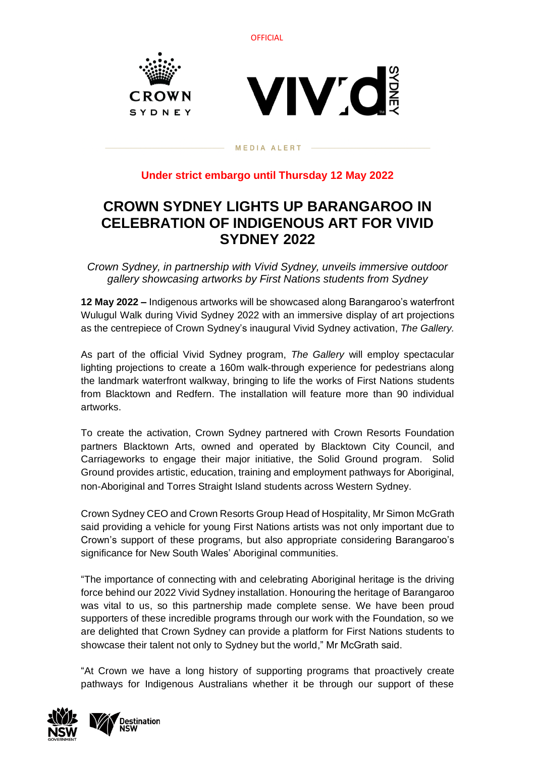OFFICIAL

MEDIA ALERT

**Under strict embargo until Thursday 12 May 2022**

# CROWN SYDNEY LIGHTS UP BARANGAROO IN CELEBRATION OF INDIGENOUS ART FOR VIVID SYDNEY 2022

*Crown Sydney, in partnership with Vivid Sydney, unveils immersive outdoor gallery showcasing artworks by First Nations students from Sydney*

**12 May 2022 –** Indigenous artworks will be showcased along Barangaroo's waterfront Wulugul Walk during Vivid Sydney 2022 with an immersive display of art projections as the centrepiece of Crown Sydney's inaugural Vivid Sydney activation, *The Gallery.*

As part of the official Vivid Sydney program, *The Gallery* will employ spectacular lighting projections to create a 160m walk-through experience for pedestrians along the landmark waterfront walkway, bringing to life the works of First Nations students from Blacktown and Redfern. The installation will feature more than 90 individual artworks.

To create the activation, Crown Sydney partnered with Crown Resorts Foundation partners Blacktown Arts, owned and operated by Blacktown City Council, and Carriageworks to engage their major initiative, the Solid Ground program. Solid Ground provides artistic, education, training and employment pathways for Aboriginal, non-Aboriginal and Torres Straight Island students across Western Sydney.

Crown Sydney CEO and Crown Resorts Group Head of Hospitality, Mr Simon McGrath said providing a vehicle for young First Nations artists was not only important due to Crown's support of these programs, but also appropriate considering Barangaroo's significance for New South Wales' Aboriginal communities.

"The importance of connecting with and celebrating Aboriginal heritage is the driving force behind our 2022 Vivid Sydney installation. Honouring the heritage of Barangaroo was vital to us, so this partnership made complete sense. We have been proud supporters of these incredible programs through our work with the Foundation, so we are delighted that Crown Sydney can provide a platform for First Nations students to showcase their talent not only to Sydney but the world," Mr McGrath said.

"At Crown we have a long history of supporting programs that proactively create pathways for Indigenous Australians whether it be through our support of these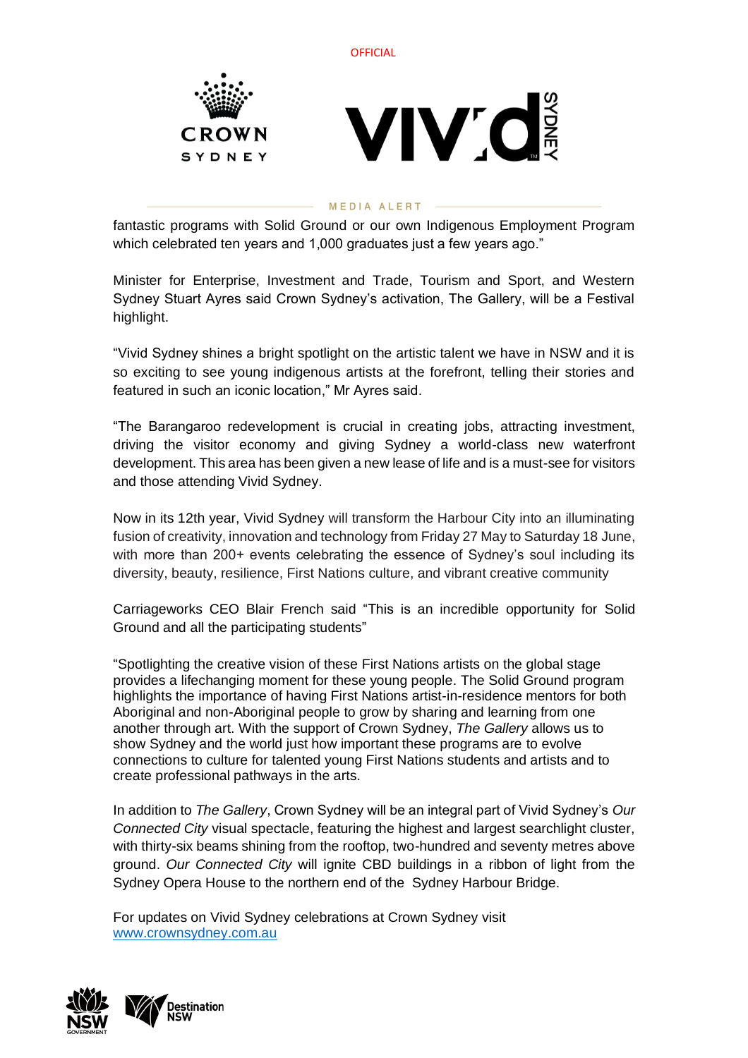fantastic programs with Solid Ground or our own Indigenous Employment Program which celebrated ten years and 1,000 graduates just a few years ago."

Minister for Enterprise, Investment and Trade, Tourism and Sport, and Western Sydney Stuart Ayres said Crown Sydney's activation, The Gallery, will be a Festival highlight.

"Vivid Sydney shines a bright spotlight on the artistic talent we have in NSW and it is so exciting to see young indigenous artists at the forefront, telling their stories and featured in such an iconic location," Mr Ayres said.

"The Barangaroo redevelopment is crucial in creating jobs, attracting investment, driving the visitor economy and giving Sydney a world-class new waterfront development. This area has been given a new lease of life and is a must-see for visitors and those attending Vivid Sydney.

Now in its 12th year, Vivid Sydney will transform the Harbour City into an illuminating fusion of creativity, innovation and technology from Friday 27 May to Saturday 18 June, with more than 200+ events celebrating the essence of Sydney's soul including its diversity, beauty, resilience, First Nations culture, and vibrant creative community

Carriageworks CEO Blair French said "This is an incredible opportunity for Solid Ground and all the participating students"

"Spotlighting the creative vision of these First Nations artists on the global stage provides a lifechanging moment for these young people. The Solid Ground program highlights the importance of having First Nations artist-in-residence mentors for both Aboriginal and non-Aboriginal people to grow by sharing and learning from one another through art. With the support of Crown Sydney, *The Gallery* allows us to show Sydney and the world just how important these programs are to evolve connections to culture for talented young First Nations students and artists and to create professional pathways in the arts.

In addition to *The Gallery*, Crown Sydney will be an integral part of Vivid Sydney's *Our Connected City* visual spectacle, featuring the highest and largest searchlight cluster, with thirty-six beams shining from the rooftop, two-hundred and seventy metres above ground. *Our Connected City* will ignite CBD buildings in a ribbon of light from the Sydney Opera House to the northern end of the Sydney Harbour Bridge.

For updates on Vivid Sydney celebrations at Crown Sydney visit [www.crownsydney.com.au](www.crownsydney.com.au)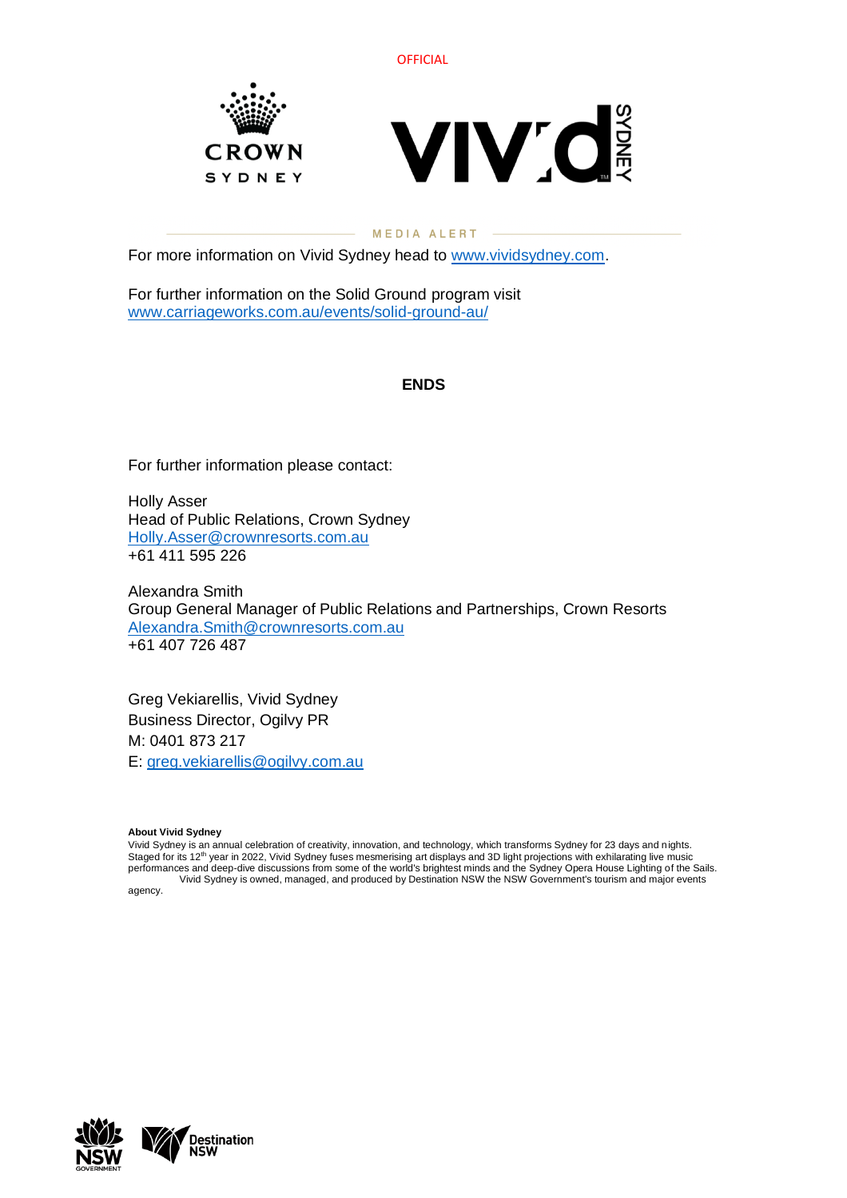OFFICIAL

MEDIA ALERT

For more information on Vivid Sydney head to www.vividsydney.com.

For further information on the Solid Ground program visit www.carriageworks.com.au/events/solid-ground-au/

**ENDS**

For further information please contact:

Holly Asser
Head of Public Relations, Crown Sydney
Holly.Asser@crownresorts.com.au
+61 411 595 226

Alexandra Smith
Group General Manager of Public Relations and Partnerships, Crown Resorts
Alexandra.Smith@crownresorts.com.au
+61 407 726 487

Greg Vekiarellis, Vivid Sydney
Business Director, Ogilvy PR
M: 0401 873 217
E: greg.vekiarellis@ogilvy.com.au

**About Vivid Sydney**
Vivid Sydney is an annual celebration of creativity, innovation, and technology, which transforms Sydney for 23 days and nights. Staged for its 12th year in 2022, Vivid Sydney fuses mesmerising art displays and 3D light projections with exhilarating live music performances and deep-dive discussions from some of the world's brightest minds and the Sydney Opera House Lighting of the Sails. Vivid Sydney is owned, managed, and produced by Destination NSW the NSW Government's tourism and major events agency.